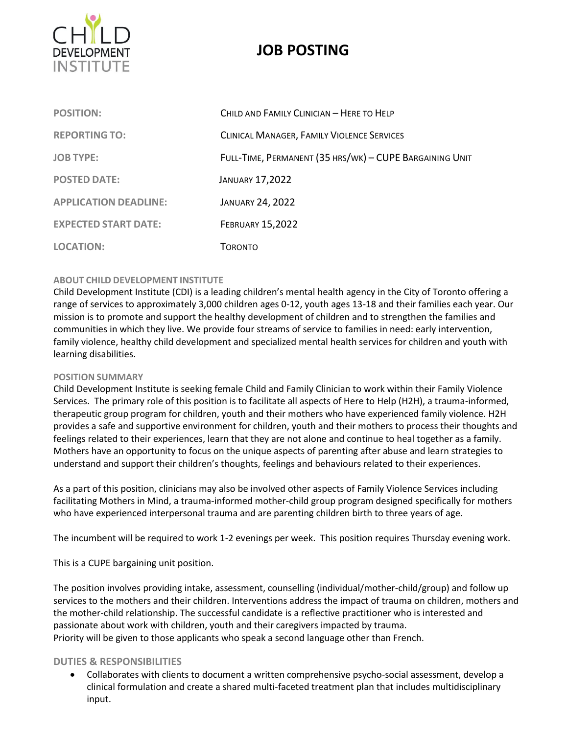CHILD DEVELOPMENT INSTITUTE

# JOB POSTING

| | |
|---|---|
| **POSITION:** | Child and Family Clinician – Here to Help |
| **REPORTING TO:** | Clinical Manager, Family Violence Services |
| **JOB TYPE:** | Full-Time, Permanent (35 hrs/wk) – CUPE Bargaining Unit |
| **POSTED DATE:** | January 17,2022 |
| **APPLICATION DEADLINE:** | January 24, 2022 |
| **EXPECTED START DATE:** | February 15,2022 |
| **LOCATION:** | Toronto |

### ABOUT CHILD DEVELOPMENT INSTITUTE

Child Development Institute (CDI) is a leading children's mental health agency in the City of Toronto offering a range of services to approximately 3,000 children ages 0-12, youth ages 13-18 and their families each year. Our mission is to promote and support the healthy development of children and to strengthen the families and communities in which they live. We provide four streams of service to families in need: early intervention, family violence, healthy child development and specialized mental health services for children and youth with learning disabilities.

### POSITION SUMMARY

Child Development Institute is seeking female Child and Family Clinician to work within their Family Violence Services. The primary role of this position is to facilitate all aspects of Here to Help (H2H), a trauma-informed, therapeutic group program for children, youth and their mothers who have experienced family violence. H2H provides a safe and supportive environment for children, youth and their mothers to process their thoughts and feelings related to their experiences, learn that they are not alone and continue to heal together as a family. Mothers have an opportunity to focus on the unique aspects of parenting after abuse and learn strategies to understand and support their children's thoughts, feelings and behaviours related to their experiences.

As a part of this position, clinicians may also be involved other aspects of Family Violence Services including facilitating Mothers in Mind, a trauma-informed mother-child group program designed specifically for mothers who have experienced interpersonal trauma and are parenting children birth to three years of age.

The incumbent will be required to work 1-2 evenings per week. This position requires Thursday evening work.

This is a CUPE bargaining unit position.

The position involves providing intake, assessment, counselling (individual/mother-child/group) and follow up services to the mothers and their children. Interventions address the impact of trauma on children, mothers and the mother-child relationship. The successful candidate is a reflective practitioner who is interested and passionate about work with children, youth and their caregivers impacted by trauma.
Priority will be given to those applicants who speak a second language other than French.

### DUTIES & RESPONSIBILITIES

- Collaborates with clients to document a written comprehensive psycho-social assessment, develop a clinical formulation and create a shared multi-faceted treatment plan that includes multidisciplinary input.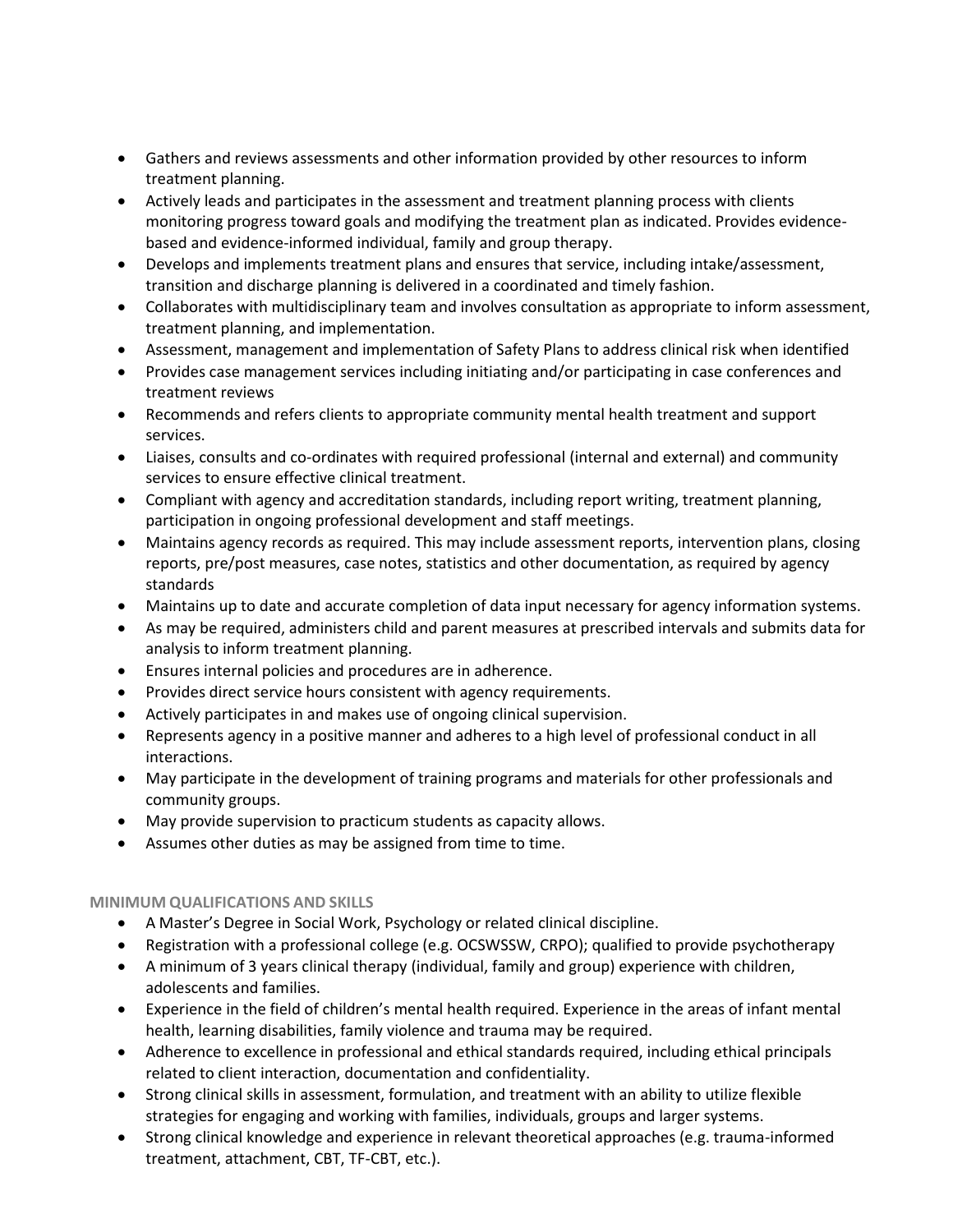- Gathers and reviews assessments and other information provided by other resources to inform treatment planning.
- Actively leads and participates in the assessment and treatment planning process with clients monitoring progress toward goals and modifying the treatment plan as indicated. Provides evidence-based and evidence-informed individual, family and group therapy.
- Develops and implements treatment plans and ensures that service, including intake/assessment, transition and discharge planning is delivered in a coordinated and timely fashion.
- Collaborates with multidisciplinary team and involves consultation as appropriate to inform assessment, treatment planning, and implementation.
- Assessment, management and implementation of Safety Plans to address clinical risk when identified
- Provides case management services including initiating and/or participating in case conferences and treatment reviews
- Recommends and refers clients to appropriate community mental health treatment and support services.
- Liaises, consults and co-ordinates with required professional (internal and external) and community services to ensure effective clinical treatment.
- Compliant with agency and accreditation standards, including report writing, treatment planning, participation in ongoing professional development and staff meetings.
- Maintains agency records as required. This may include assessment reports, intervention plans, closing reports, pre/post measures, case notes, statistics and other documentation, as required by agency standards
- Maintains up to date and accurate completion of data input necessary for agency information systems.
- As may be required, administers child and parent measures at prescribed intervals and submits data for analysis to inform treatment planning.
- Ensures internal policies and procedures are in adherence.
- Provides direct service hours consistent with agency requirements.
- Actively participates in and makes use of ongoing clinical supervision.
- Represents agency in a positive manner and adheres to a high level of professional conduct in all interactions.
- May participate in the development of training programs and materials for other professionals and community groups.
- May provide supervision to practicum students as capacity allows.
- Assumes other duties as may be assigned from time to time.

**MINIMUM QUALIFICATIONS AND SKILLS**

- A Master's Degree in Social Work, Psychology or related clinical discipline.
- Registration with a professional college (e.g. OCSWSSW, CRPO); qualified to provide psychotherapy
- A minimum of 3 years clinical therapy (individual, family and group) experience with children, adolescents and families.
- Experience in the field of children's mental health required. Experience in the areas of infant mental health, learning disabilities, family violence and trauma may be required.
- Adherence to excellence in professional and ethical standards required, including ethical principals related to client interaction, documentation and confidentiality.
- Strong clinical skills in assessment, formulation, and treatment with an ability to utilize flexible strategies for engaging and working with families, individuals, groups and larger systems.
- Strong clinical knowledge and experience in relevant theoretical approaches (e.g. trauma-informed treatment, attachment, CBT, TF-CBT, etc.).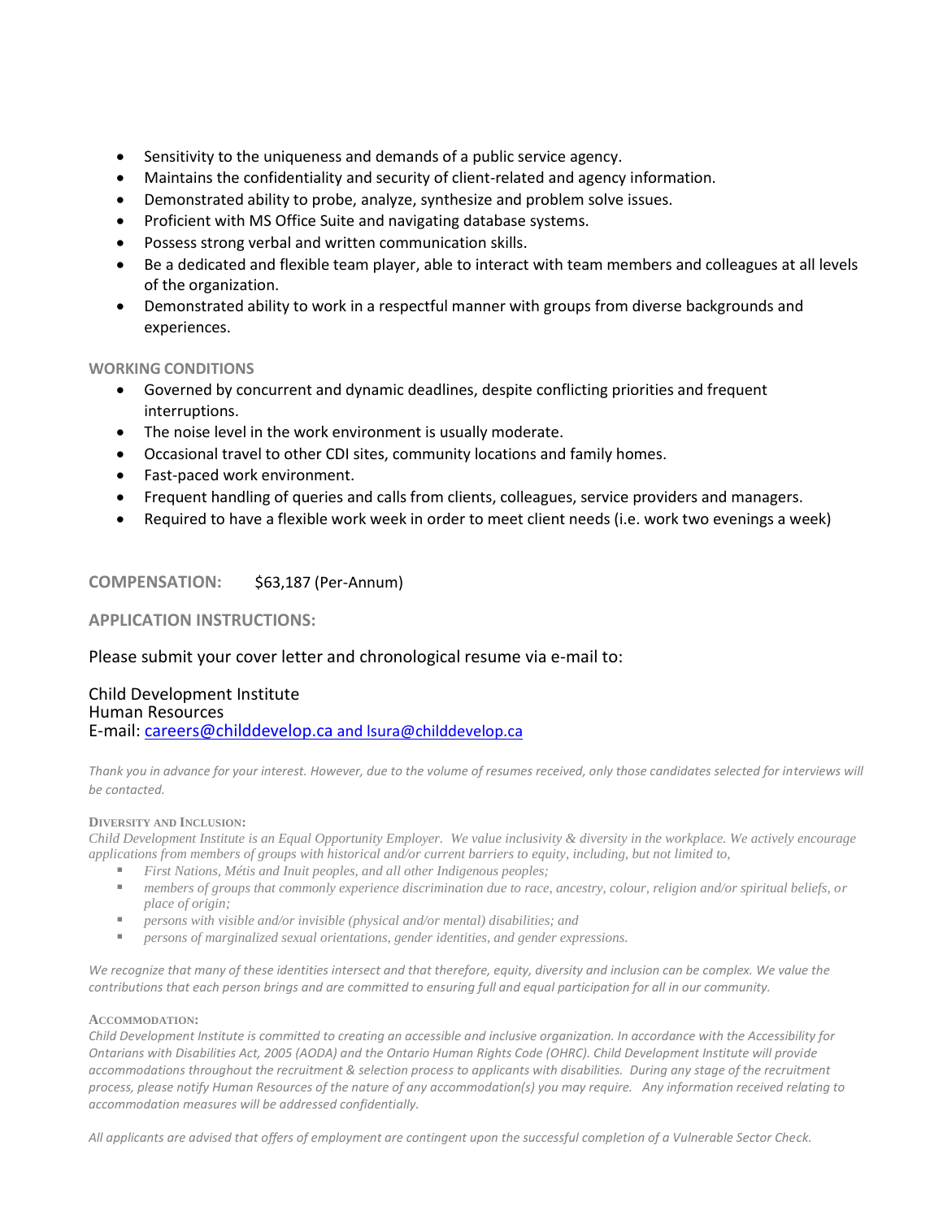- Sensitivity to the uniqueness and demands of a public service agency.
- Maintains the confidentiality and security of client-related and agency information.
- Demonstrated ability to probe, analyze, synthesize and problem solve issues.
- Proficient with MS Office Suite and navigating database systems.
- Possess strong verbal and written communication skills.
- Be a dedicated and flexible team player, able to interact with team members and colleagues at all levels of the organization.
- Demonstrated ability to work in a respectful manner with groups from diverse backgrounds and experiences.

**WORKING CONDITIONS**

- Governed by concurrent and dynamic deadlines, despite conflicting priorities and frequent interruptions.
- The noise level in the work environment is usually moderate.
- Occasional travel to other CDI sites, community locations and family homes.
- Fast-paced work environment.
- Frequent handling of queries and calls from clients, colleagues, service providers and managers.
- Required to have a flexible work week in order to meet client needs (i.e. work two evenings a week)

**COMPENSATION:** $63,187 (Per-Annum)

**APPLICATION INSTRUCTIONS:**

Please submit your cover letter and chronological resume via e-mail to:

Child Development Institute
Human Resources
E-mail: careers@childdevelop.ca and lsura@childdevelop.ca

*Thank you in advance for your interest. However, due to the volume of resumes received, only those candidates selected for interviews will be contacted.*

**DIVERSITY AND INCLUSION:**

*Child Development Institute is an Equal Opportunity Employer. We value inclusivity & diversity in the workplace. We actively encourage applications from members of groups with historical and/or current barriers to equity, including, but not limited to,*

- *First Nations, Métis and Inuit peoples, and all other Indigenous peoples;*
- *members of groups that commonly experience discrimination due to race, ancestry, colour, religion and/or spiritual beliefs, or place of origin;*
- *persons with visible and/or invisible (physical and/or mental) disabilities; and*
- *persons of marginalized sexual orientations, gender identities, and gender expressions.*

*We recognize that many of these identities intersect and that therefore, equity, diversity and inclusion can be complex. We value the contributions that each person brings and are committed to ensuring full and equal participation for all in our community.*

**ACCOMMODATION:**

*Child Development Institute is committed to creating an accessible and inclusive organization. In accordance with the Accessibility for Ontarians with Disabilities Act, 2005 (AODA) and the Ontario Human Rights Code (OHRC). Child Development Institute will provide accommodations throughout the recruitment & selection process to applicants with disabilities. During any stage of the recruitment process, please notify Human Resources of the nature of any accommodation(s) you may require. Any information received relating to accommodation measures will be addressed confidentially.*

*All applicants are advised that offers of employment are contingent upon the successful completion of a Vulnerable Sector Check.*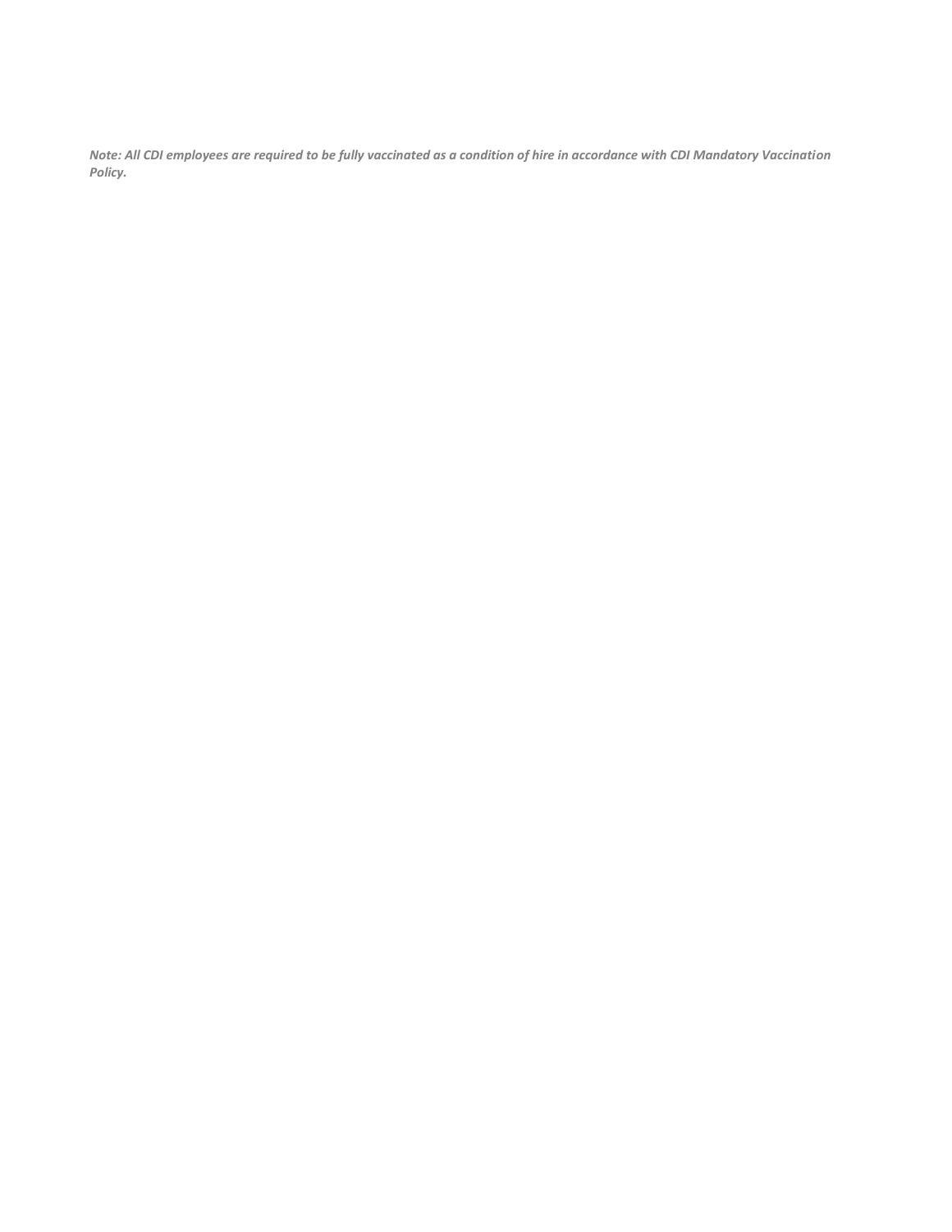***Note: All CDI employees are required to be fully vaccinated as a condition of hire in accordance with CDI Mandatory Vaccination Policy.***